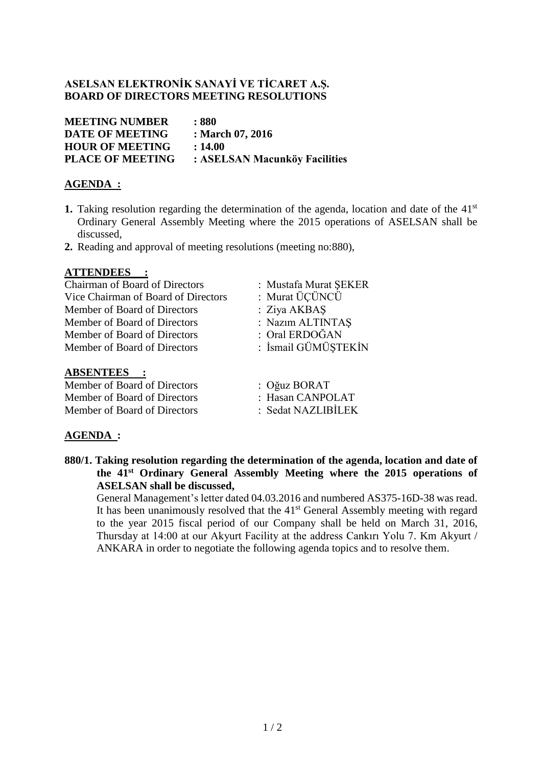**ASELSAN ELEKTRONİK SANAYİ VE TİCARET A.Ş.**
**BOARD OF DIRECTORS MEETING RESOLUTIONS**

| | |
|---|---|
| **MEETING NUMBER** | **: 880** |
| **DATE OF MEETING** | **: March 07, 2016** |
| **HOUR OF MEETING** | **: 14.00** |
| **PLACE OF MEETING** | **: ASELSAN Macunköy Facilities** |

## AGENDA :

1. Taking resolution regarding the determination of the agenda, location and date of the 41st Ordinary General Assembly Meeting where the 2015 operations of ASELSAN shall be discussed,
2. Reading and approval of meeting resolutions (meeting no:880),

## ATTENDEES :

| | |
|---|---|
| Chairman of Board of Directors | : Mustafa Murat ŞEKER |
| Vice Chairman of Board of Directors | : Murat ÜÇÜNCÜ |
| Member of Board of Directors | : Ziya AKBAŞ |
| Member of Board of Directors | : Nazım ALTINTAŞ |
| Member of Board of Directors | : Oral ERDOĞAN |
| Member of Board of Directors | : İsmail GÜMÜŞTEKİN |

## ABSENTEES :

| | |
|---|---|
| Member of Board of Directors | : Oğuz BORAT |
| Member of Board of Directors | : Hasan CANPOLAT |
| Member of Board of Directors | : Sedat NAZLIBİLEK |

## AGENDA :

**880/1. Taking resolution regarding the determination of the agenda, location and date of the 41st Ordinary General Assembly Meeting where the 2015 operations of ASELSAN shall be discussed,**

General Management's letter dated 04.03.2016 and numbered AS375-16D-38 was read. It has been unanimously resolved that the 41st General Assembly meeting with regard to the year 2015 fiscal period of our Company shall be held on March 31, 2016, Thursday at 14:00 at our Akyurt Facility at the address Cankırı Yolu 7. Km Akyurt / ANKARA in order to negotiate the following agenda topics and to resolve them.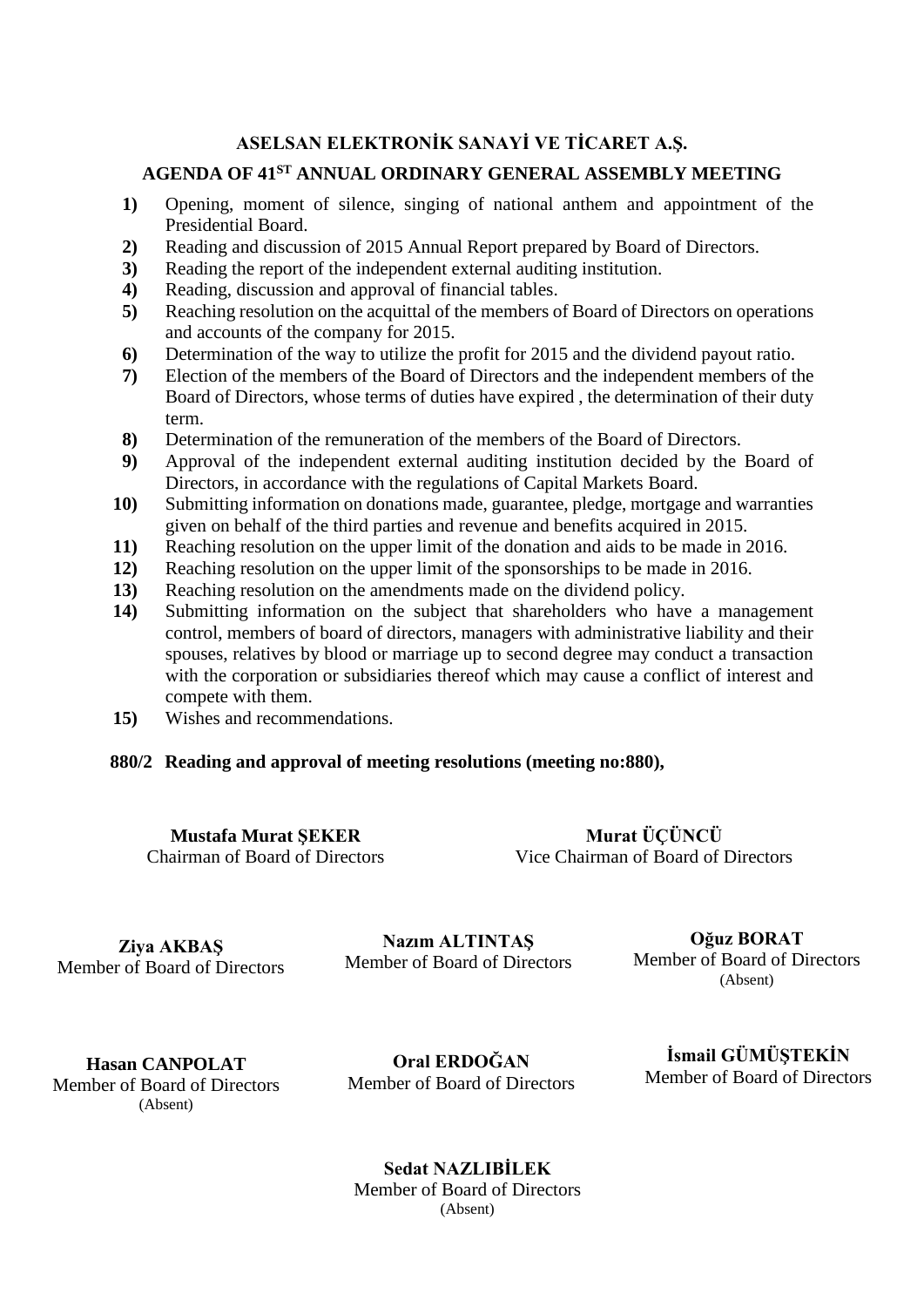## ASELSAN ELEKTRONİK SANAYİ VE TİCARET A.Ş.

## AGENDA OF 41ST ANNUAL ORDINARY GENERAL ASSEMBLY MEETING

**1)** Opening, moment of silence, singing of national anthem and appointment of the Presidential Board.

**2)** Reading and discussion of 2015 Annual Report prepared by Board of Directors.

**3)** Reading the report of the independent external auditing institution.

**4)** Reading, discussion and approval of financial tables.

**5)** Reaching resolution on the acquittal of the members of Board of Directors on operations and accounts of the company for 2015.

**6)** Determination of the way to utilize the profit for 2015 and the dividend payout ratio.

**7)** Election of the members of the Board of Directors and the independent members of the Board of Directors, whose terms of duties have expired , the determination of their duty term.

**8)** Determination of the remuneration of the members of the Board of Directors.

**9)** Approval of the independent external auditing institution decided by the Board of Directors, in accordance with the regulations of Capital Markets Board.

**10)** Submitting information on donations made, guarantee, pledge, mortgage and warranties given on behalf of the third parties and revenue and benefits acquired in 2015.

**11)** Reaching resolution on the upper limit of the donation and aids to be made in 2016.

**12)** Reaching resolution on the upper limit of the sponsorships to be made in 2016.

**13)** Reaching resolution on the amendments made on the dividend policy.

**14)** Submitting information on the subject that shareholders who have a management control, members of board of directors, managers with administrative liability and their spouses, relatives by blood or marriage up to second degree may conduct a transaction with the corporation or subsidiaries thereof which may cause a conflict of interest and compete with them.

**15)** Wishes and recommendations.

**880/2 Reading and approval of meeting resolutions (meeting no:880),**

**Mustafa Murat ŞEKER**
Chairman of Board of Directors

**Murat ÜÇÜNCÜ**
Vice Chairman of Board of Directors

**Ziya AKBAŞ**
Member of Board of Directors

**Nazım ALTINTAŞ**
Member of Board of Directors

**Oğuz BORAT**
Member of Board of Directors
(Absent)

**Hasan CANPOLAT**
Member of Board of Directors
(Absent)

**Oral ERDOĞAN**
Member of Board of Directors

**İsmail GÜMÜŞTEKİN**
Member of Board of Directors

**Sedat NAZLIBİLEK**
Member of Board of Directors
(Absent)